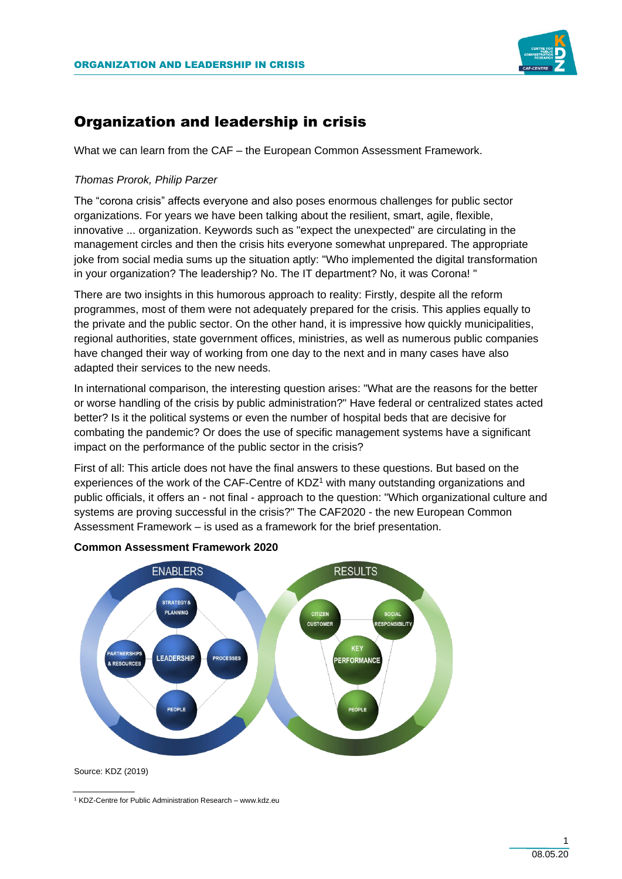# Organization and leadership in crisis

What we can learn from the CAF – the European Common Assessment Framework.

*Thomas Prorok, Philip Parzer*

The “corona crisis” affects everyone and also poses enormous challenges for public sector organizations. For years we have been talking about the resilient, smart, agile, flexible, innovative ... organization. Keywords such as "expect the unexpected" are circulating in the management circles and then the crisis hits everyone somewhat unprepared. The appropriate joke from social media sums up the situation aptly: "Who implemented the digital transformation in your organization? The leadership? No. The IT department? No, it was Corona! "

There are two insights in this humorous approach to reality: Firstly, despite all the reform programmes, most of them were not adequately prepared for the crisis. This applies equally to the private and the public sector. On the other hand, it is impressive how quickly municipalities, regional authorities, state government offices, ministries, as well as numerous public companies have changed their way of working from one day to the next and in many cases have also adapted their services to the new needs.

In international comparison, the interesting question arises: "What are the reasons for the better or worse handling of the crisis by public administration?" Have federal or centralized states acted better? Is it the political systems or even the number of hospital beds that are decisive for combating the pandemic? Or does the use of specific management systems have a significant impact on the performance of the public sector in the crisis?

First of all: This article does not have the final answers to these questions. But based on the experiences of the work of the CAF-Centre of KDZ[1] with many outstanding organizations and public officials, it offers an - not final - approach to the question: "Which organizational culture and systems are proving successful in the crisis?" The CAF2020 - the new European Common Assessment Framework – is used as a framework for the brief presentation.

**Common Assessment Framework 2020**

Source: KDZ (2019)

[1] KDZ-Centre for Public Administration Research – www.kdz.eu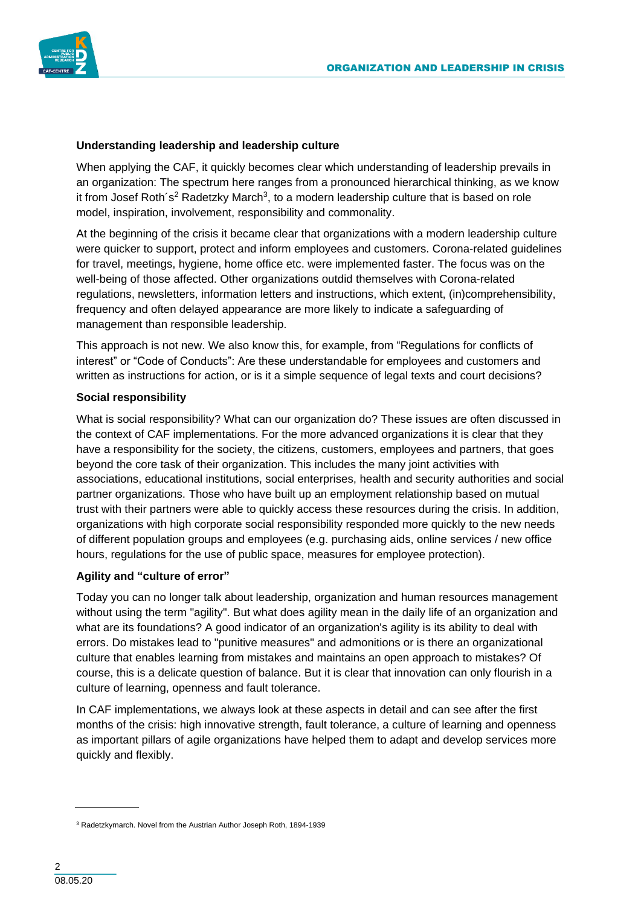**Understanding leadership and leadership culture**

When applying the CAF, it quickly becomes clear which understanding of leadership prevails in an organization: The spectrum here ranges from a pronounced hierarchical thinking, as we know it from Josef Roth´s[2] Radetzky March[3], to a modern leadership culture that is based on role model, inspiration, involvement, responsibility and commonality.

At the beginning of the crisis it became clear that organizations with a modern leadership culture were quicker to support, protect and inform employees and customers. Corona-related guidelines for travel, meetings, hygiene, home office etc. were implemented faster. The focus was on the well-being of those affected. Other organizations outdid themselves with Corona-related regulations, newsletters, information letters and instructions, which extent, (in)comprehensibility, frequency and often delayed appearance are more likely to indicate a safeguarding of management than responsible leadership.

This approach is not new. We also know this, for example, from "Regulations for conflicts of interest" or "Code of Conducts": Are these understandable for employees and customers and written as instructions for action, or is it a simple sequence of legal texts and court decisions?

**Social responsibility**

What is social responsibility? What can our organization do? These issues are often discussed in the context of CAF implementations. For the more advanced organizations it is clear that they have a responsibility for the society, the citizens, customers, employees and partners, that goes beyond the core task of their organization. This includes the many joint activities with associations, educational institutions, social enterprises, health and security authorities and social partner organizations. Those who have built up an employment relationship based on mutual trust with their partners were able to quickly access these resources during the crisis. In addition, organizations with high corporate social responsibility responded more quickly to the new needs of different population groups and employees (e.g. purchasing aids, online services / new office hours, regulations for the use of public space, measures for employee protection).

**Agility and "culture of error"**

Today you can no longer talk about leadership, organization and human resources management without using the term "agility". But what does agility mean in the daily life of an organization and what are its foundations? A good indicator of an organization's agility is its ability to deal with errors. Do mistakes lead to "punitive measures" and admonitions or is there an organizational culture that enables learning from mistakes and maintains an open approach to mistakes? Of course, this is a delicate question of balance. But it is clear that innovation can only flourish in a culture of learning, openness and fault tolerance.

In CAF implementations, we always look at these aspects in detail and can see after the first months of the crisis: high innovative strength, fault tolerance, a culture of learning and openness as important pillars of agile organizations have helped them to adapt and develop services more quickly and flexibly.

---

[3] Radetzkymarch. Novel from the Austrian Author Joseph Roth, 1894-1939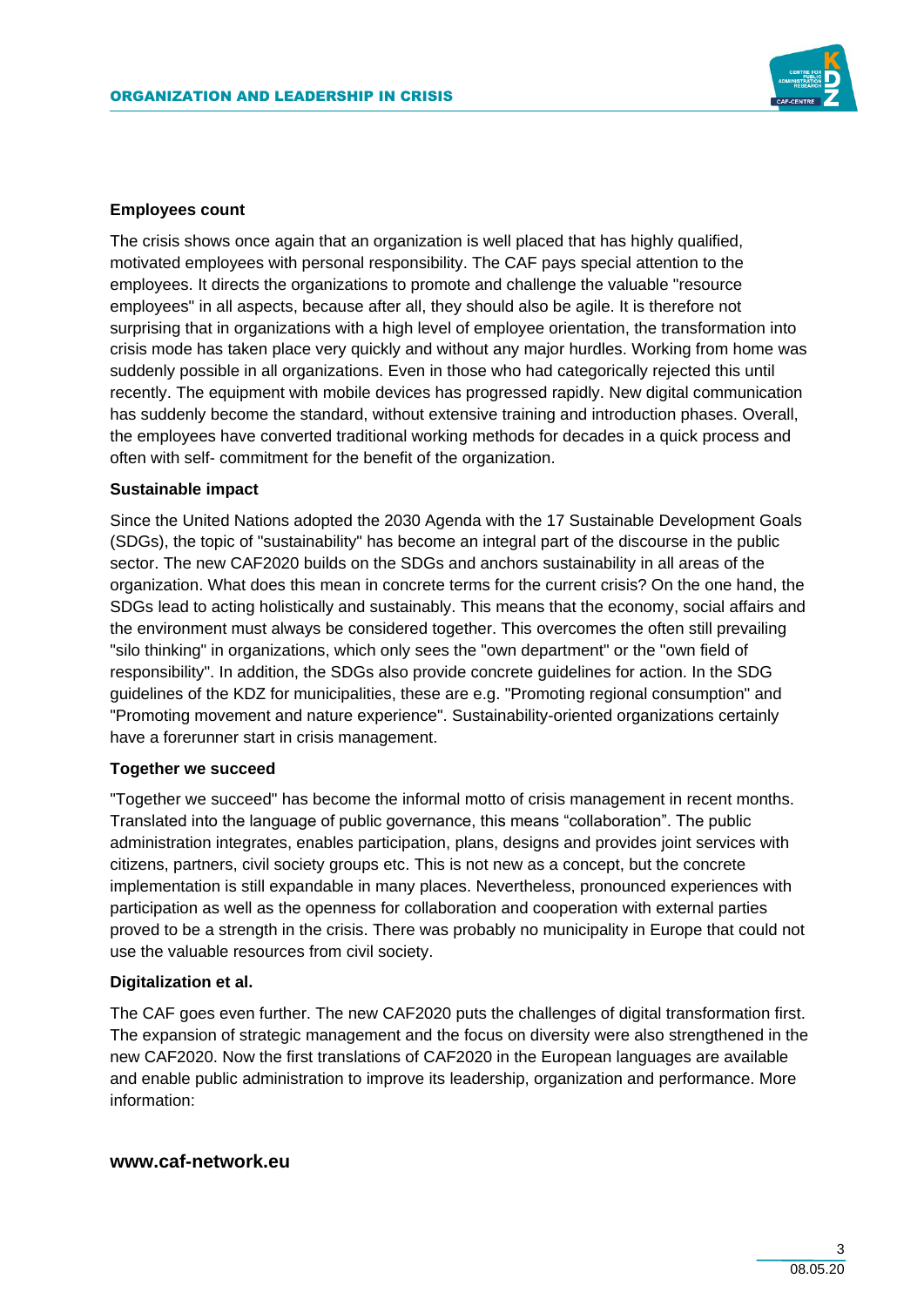**Employees count**

The crisis shows once again that an organization is well placed that has highly qualified, motivated employees with personal responsibility. The CAF pays special attention to the employees. It directs the organizations to promote and challenge the valuable "resource employees" in all aspects, because after all, they should also be agile. It is therefore not surprising that in organizations with a high level of employee orientation, the transformation into crisis mode has taken place very quickly and without any major hurdles. Working from home was suddenly possible in all organizations. Even in those who had categorically rejected this until recently. The equipment with mobile devices has progressed rapidly. New digital communication has suddenly become the standard, without extensive training and introduction phases. Overall, the employees have converted traditional working methods for decades in a quick process and often with self- commitment for the benefit of the organization.

**Sustainable impact**

Since the United Nations adopted the 2030 Agenda with the 17 Sustainable Development Goals (SDGs), the topic of "sustainability" has become an integral part of the discourse in the public sector. The new CAF2020 builds on the SDGs and anchors sustainability in all areas of the organization. What does this mean in concrete terms for the current crisis? On the one hand, the SDGs lead to acting holistically and sustainably. This means that the economy, social affairs and the environment must always be considered together. This overcomes the often still prevailing "silo thinking" in organizations, which only sees the "own department" or the "own field of responsibility". In addition, the SDGs also provide concrete guidelines for action. In the SDG guidelines of the KDZ for municipalities, these are e.g. "Promoting regional consumption" and "Promoting movement and nature experience". Sustainability-oriented organizations certainly have a forerunner start in crisis management.

**Together we succeed**

"Together we succeed" has become the informal motto of crisis management in recent months. Translated into the language of public governance, this means “collaboration”. The public administration integrates, enables participation, plans, designs and provides joint services with citizens, partners, civil society groups etc. This is not new as a concept, but the concrete implementation is still expandable in many places. Nevertheless, pronounced experiences with participation as well as the openness for collaboration and cooperation with external parties proved to be a strength in the crisis. There was probably no municipality in Europe that could not use the valuable resources from civil society.

**Digitalization et al.**

The CAF goes even further. The new CAF2020 puts the challenges of digital transformation first. The expansion of strategic management and the focus on diversity were also strengthened in the new CAF2020. Now the first translations of CAF2020 in the European languages are available and enable public administration to improve its leadership, organization and performance. More information:

**www.caf-network.eu**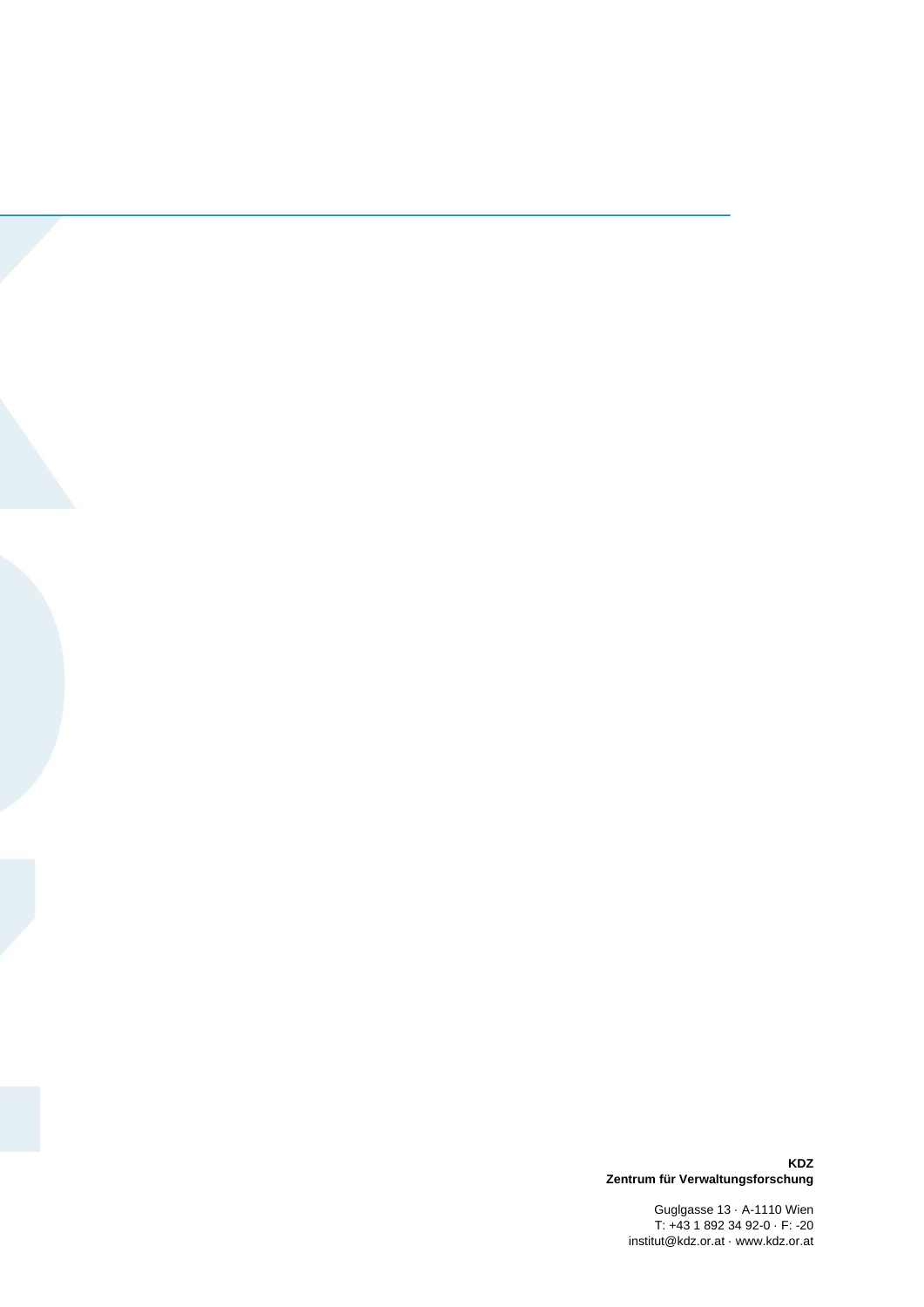**KDZ**
**Zentrum für Verwaltungsforschung**

Guglgasse 13 · A-1110 Wien
T: +43 1 892 34 92-0 · F: -20
institut@kdz.or.at · www.kdz.or.at